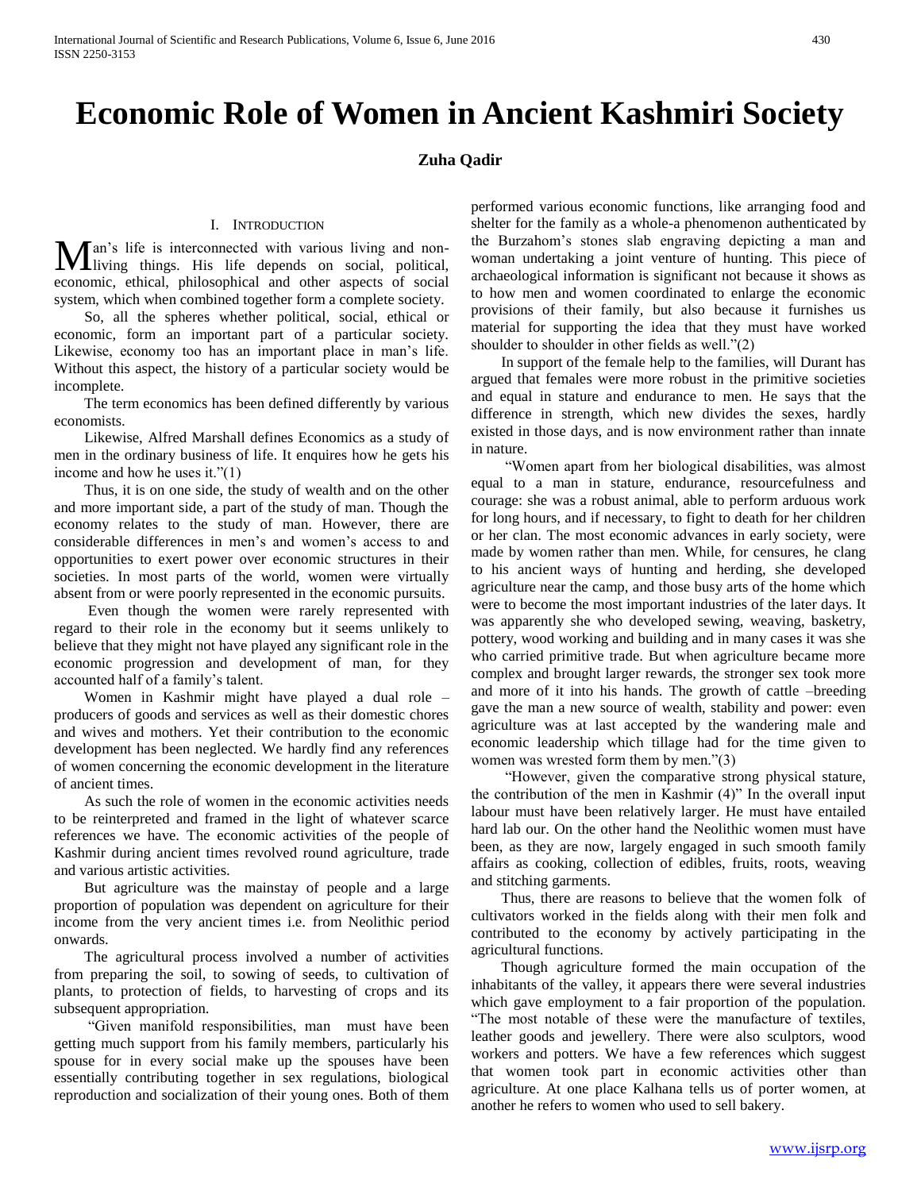# Economic Role of Women in Ancient Kashmiri Society

**Zuha Qadir**

## I. Introduction

Man's life is interconnected with various living and non-living things. His life depends on social, political, economic, ethical, philosophical and other aspects of social system, which when combined together form a complete society.

So, all the spheres whether political, social, ethical or economic, form an important part of a particular society. Likewise, economy too has an important place in man's life. Without this aspect, the history of a particular society would be incomplete.

The term economics has been defined differently by various economists.

Likewise, Alfred Marshall defines Economics as a study of men in the ordinary business of life. It enquires how he gets his income and how he uses it."(1)

Thus, it is on one side, the study of wealth and on the other and more important side, a part of the study of man. Though the economy relates to the study of man. However, there are considerable differences in men's and women's access to and opportunities to exert power over economic structures in their societies. In most parts of the world, women were virtually absent from or were poorly represented in the economic pursuits.

Even though the women were rarely represented with regard to their role in the economy but it seems unlikely to believe that they might not have played any significant role in the economic progression and development of man, for they accounted half of a family's talent.

Women in Kashmir might have played a dual role – producers of goods and services as well as their domestic chores and wives and mothers. Yet their contribution to the economic development has been neglected. We hardly find any references of women concerning the economic development in the literature of ancient times.

As such the role of women in the economic activities needs to be reinterpreted and framed in the light of whatever scarce references we have. The economic activities of the people of Kashmir during ancient times revolved round agriculture, trade and various artistic activities.

But agriculture was the mainstay of people and a large proportion of population was dependent on agriculture for their income from the very ancient times i.e. from Neolithic period onwards.

The agricultural process involved a number of activities from preparing the soil, to sowing of seeds, to cultivation of plants, to protection of fields, to harvesting of crops and its subsequent appropriation.

"Given manifold responsibilities, man must have been getting much support from his family members, particularly his spouse for in every social make up the spouses have been essentially contributing together in sex regulations, biological reproduction and socialization of their young ones. Both of them performed various economic functions, like arranging food and shelter for the family as a whole-a phenomenon authenticated by the Burzahom's stones slab engraving depicting a man and woman undertaking a joint venture of hunting. This piece of archaeological information is significant not because it shows as to how men and women coordinated to enlarge the economic provisions of their family, but also because it furnishes us material for supporting the idea that they must have worked shoulder to shoulder in other fields as well."(2)

In support of the female help to the families, will Durant has argued that females were more robust in the primitive societies and equal in stature and endurance to men. He says that the difference in strength, which new divides the sexes, hardly existed in those days, and is now environment rather than innate in nature.

"Women apart from her biological disabilities, was almost equal to a man in stature, endurance, resourcefulness and courage: she was a robust animal, able to perform arduous work for long hours, and if necessary, to fight to death for her children or her clan. The most economic advances in early society, were made by women rather than men. While, for censures, he clang to his ancient ways of hunting and herding, she developed agriculture near the camp, and those busy arts of the home which were to become the most important industries of the later days. It was apparently she who developed sewing, weaving, basketry, pottery, wood working and building and in many cases it was she who carried primitive trade. But when agriculture became more complex and brought larger rewards, the stronger sex took more and more of it into his hands. The growth of cattle –breeding gave the man a new source of wealth, stability and power: even agriculture was at last accepted by the wandering male and economic leadership which tillage had for the time given to women was wrested form them by men."(3)

"However, given the comparative strong physical stature, the contribution of the men in Kashmir (4)" In the overall input labour must have been relatively larger. He must have entailed hard lab our. On the other hand the Neolithic women must have been, as they are now, largely engaged in such smooth family affairs as cooking, collection of edibles, fruits, roots, weaving and stitching garments.

Thus, there are reasons to believe that the women folk of cultivators worked in the fields along with their men folk and contributed to the economy by actively participating in the agricultural functions.

Though agriculture formed the main occupation of the inhabitants of the valley, it appears there were several industries which gave employment to a fair proportion of the population. "The most notable of these were the manufacture of textiles, leather goods and jewellery. There were also sculptors, wood workers and potters. We have a few references which suggest that women took part in economic activities other than agriculture. At one place Kalhana tells us of porter women, at another he refers to women who used to sell bakery.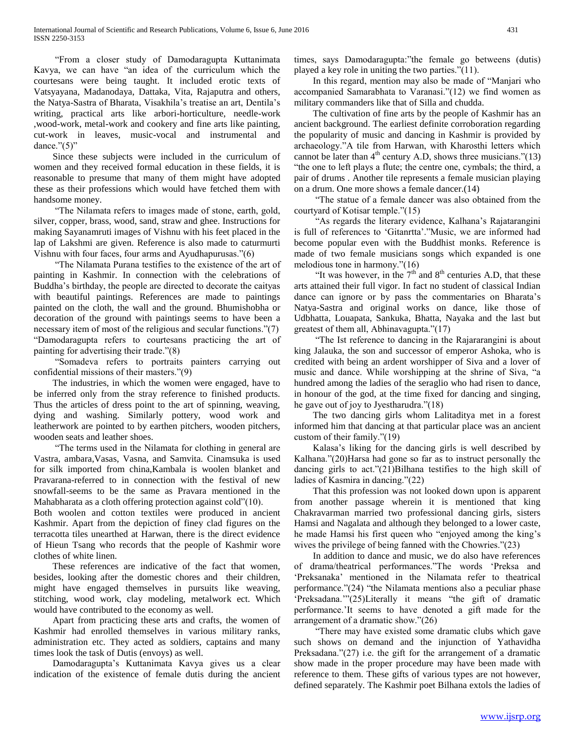"From a closer study of Damodaragupta Kuttanimata Kavya, we can have "an idea of the curriculum which the courtesans were being taught. It included erotic texts of Vatsyayana, Madanodaya, Dattaka, Vita, Rajaputra and others, the Natya-Sastra of Bharata, Visakhila's treatise an art, Dentila's writing, practical arts like arbori-horticulture, needle-work ,wood-work, metal-work and cookery and fine arts like painting, cut-work in leaves, music-vocal and instrumental and dance."(5)"

Since these subjects were included in the curriculum of women and they received formal education in these fields, it is reasonable to presume that many of them might have adopted these as their professions which would have fetched them with handsome money.

"The Nilamata refers to images made of stone, earth, gold, silver, copper, brass, wood, sand, straw and ghee. Instructions for making Sayanamruti images of Vishnu with his feet placed in the lap of Lakshmi are given. Reference is also made to caturmurti Vishnu with four faces, four arms and Ayudhapurusas."(6)

"The Nilamata Purana testifies to the existence of the art of painting in Kashmir. In connection with the celebrations of Buddha's birthday, the people are directed to decorate the caityas with beautiful paintings. References are made to paintings painted on the cloth, the wall and the ground. Bhumishobha or decoration of the ground with paintings seems to have been a necessary item of most of the religious and secular functions."(7) "Damodaragupta refers to courtesans practicing the art of painting for advertising their trade."(8)

"Somadeva refers to portraits painters carrying out confidential missions of their masters."(9)

The industries, in which the women were engaged, have to be inferred only from the stray reference to finished products. Thus the articles of dress point to the art of spinning, weaving, dying and washing. Similarly pottery, wood work and leatherwork are pointed to by earthen pitchers, wooden pitchers, wooden seats and leather shoes.

"The terms used in the Nilamata for clothing in general are Vastra, ambara,Vasas, Vasna, and Samvita. Cinamsuka is used for silk imported from china,Kambala is woolen blanket and Pravarana-referred to in connection with the festival of new snowfall-seems to be the same as Pravara mentioned in the Mahabharata as a cloth offering protection against cold"(10).

Both woolen and cotton textiles were produced in ancient Kashmir. Apart from the depiction of finey clad figures on the terracotta tiles unearthed at Harwan, there is the direct evidence of Hieun Tsang who records that the people of Kashmir wore clothes of white linen.

These references are indicative of the fact that women, besides, looking after the domestic chores and their children, might have engaged themselves in pursuits like weaving, stitching, wood work, clay modeling, metalwork ect. Which would have contributed to the economy as well.

Apart from practicing these arts and crafts, the women of Kashmir had enrolled themselves in various military ranks, administration etc. They acted as soldiers, captains and many times look the task of Dutis (envoys) as well.

Damodaragupta's Kuttanimata Kavya gives us a clear indication of the existence of female dutis during the ancient times, says Damodaragupta:"the female go betweens (dutis) played a key role in uniting the two parties."(11).

In this regard, mention may also be made of "Manjari who accompanied Samarabhata to Varanasi."(12) we find women as military commanders like that of Silla and chudda.

The cultivation of fine arts by the people of Kashmir has an ancient background. The earliest definite corroboration regarding the popularity of music and dancing in Kashmir is provided by archaeology."A tile from Harwan, with Kharosthi letters which cannot be later than 4th century A.D, shows three musicians."(13) "the one to left plays a flute; the centre one, cymbals; the third, a pair of drums . Another tile represents a female musician playing on a drum. One more shows a female dancer.(14)

"The statue of a female dancer was also obtained from the courtyard of Kotisar temple."(15)

"As regards the literary evidence, Kalhana's Rajatarangini is full of references to 'Gitanrtta'."Music, we are informed had become popular even with the Buddhist monks. Reference is made of two female musicians songs which expanded is one melodious tone in harmony."(16)

"It was however, in the 7th and 8th centuries A.D, that these arts attained their full vigor. In fact no student of classical Indian dance can ignore or by pass the commentaries on Bharata's Natya-Sastra and original works on dance, like those of Udbhatta, Louapata, Sankuka, Bhatta, Nayaka and the last but greatest of them all, Abhinavagupta."(17)

"The Ist reference to dancing in the Rajararangini is about king Jalauka, the son and successor of emperor Ashoka, who is credited with being an ardent worshipper of Siva and a lover of music and dance. While worshipping at the shrine of Siva, "a hundred among the ladies of the seraglio who had risen to dance, in honour of the god, at the time fixed for dancing and singing, he gave out of joy to Jyestharudra."(18)

The two dancing girls whom Lalitaditya met in a forest informed him that dancing at that particular place was an ancient custom of their family."(19)

Kalasa's liking for the dancing girls is well described by Kalhana."(20)Harsa had gone so far as to instruct personally the dancing girls to act."(21)Bilhana testifies to the high skill of ladies of Kasmira in dancing."(22)

That this profession was not looked down upon is apparent from another passage wherein it is mentioned that king Chakravarman married two professional dancing girls, sisters Hamsi and Nagalata and although they belonged to a lower caste, he made Hamsi his first queen who "enjoyed among the king's wives the privilege of being fanned with the Chowries."(23)

In addition to dance and music, we do also have references of drama/theatrical performances."The words 'Preksa and 'Preksanaka' mentioned in the Nilamata refer to theatrical performance."(24) "the Nilamata mentions also a peculiar phase 'Preksadana.'"(25)Literally it means "the gift of dramatic performance.'It seems to have denoted a gift made for the arrangement of a dramatic show."(26)

"There may have existed some dramatic clubs which gave such shows on demand and the injunction of Yathavidha Preksadana."(27) i.e. the gift for the arrangement of a dramatic show made in the proper procedure may have been made with reference to them. These gifts of various types are not however, defined separately. The Kashmir poet Bilhana extols the ladies of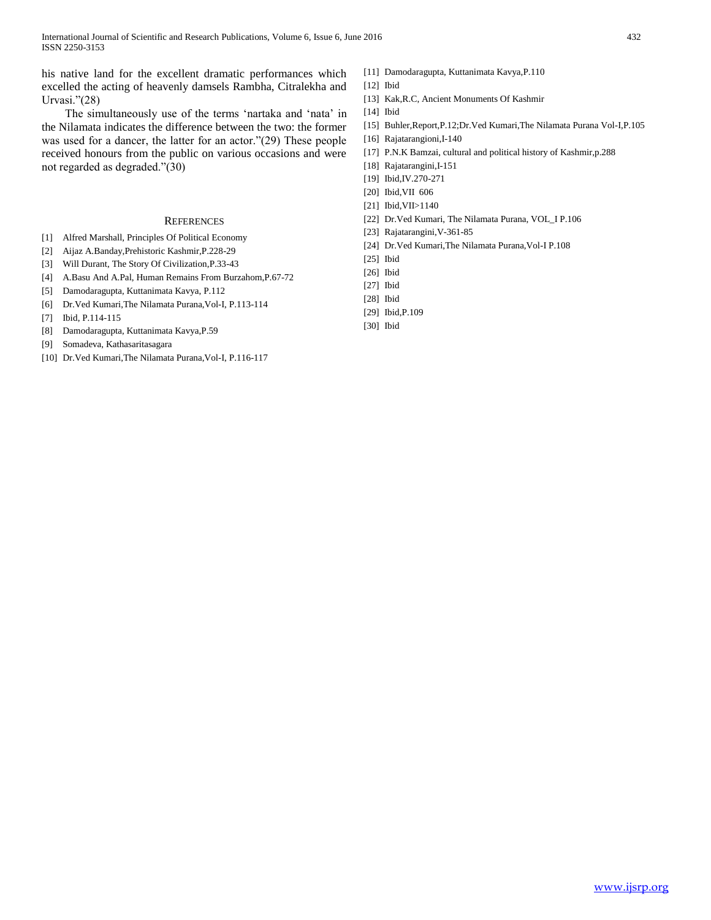his native land for the excellent dramatic performances which excelled the acting of heavenly damsels Rambha, Citralekha and Urvasi."(28)

The simultaneously use of the terms 'nartaka and 'nata' in the Nilamata indicates the difference between the two: the former was used for a dancer, the latter for an actor."(29) These people received honours from the public on various occasions and were not regarded as degraded."(30)

## REFERENCES

[1] Alfred Marshall, Principles Of Political Economy
[2] Aijaz A.Banday,Prehistoric Kashmir,P.228-29
[3] Will Durant, The Story Of Civilization,P.33-43
[4] A.Basu And A.Pal, Human Remains From Burzahom,P.67-72
[5] Damodaragupta, Kuttanimata Kavya, P.112
[6] Dr.Ved Kumari,The Nilamata Purana,Vol-I, P.113-114
[7] Ibid, P.114-115
[8] Damodaragupta, Kuttanimata Kavya,P.59
[9] Somadeva, Kathasaritasagara
[10] Dr.Ved Kumari,The Nilamata Purana,Vol-I, P.116-117
[11] Damodaragupta, Kuttanimata Kavya,P.110
[12] Ibid
[13] Kak,R.C, Ancient Monuments Of Kashmir
[14] Ibid
[15] Buhler,Report,P.12;Dr.Ved Kumari,The Nilamata Purana Vol-I,P.105
[16] Rajatarangioni,I-140
[17] P.N.K Bamzai, cultural and political history of Kashmir,p.288
[18] Rajatarangini,I-151
[19] Ibid,IV.270-271
[20] Ibid,VII 606
[21] Ibid,VII>1140
[22] Dr.Ved Kumari, The Nilamata Purana, VOL_I P.106
[23] Rajatarangini,V-361-85
[24] Dr.Ved Kumari,The Nilamata Purana,Vol-I P.108
[25] Ibid
[26] Ibid
[27] Ibid
[28] Ibid
[29] Ibid,P.109
[30] Ibid